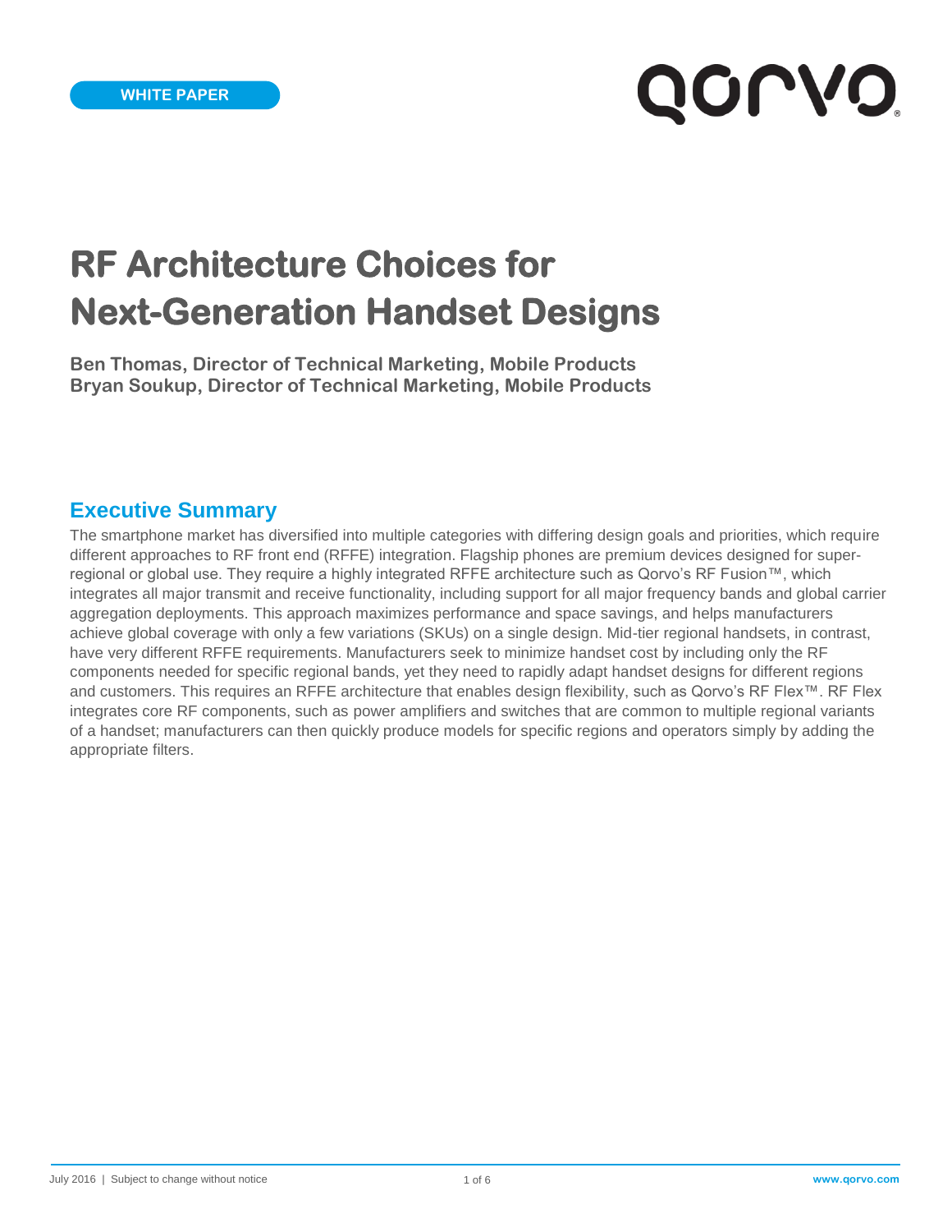WHITE PAPER

# RF Architecture Choices for Next-Generation Handset Designs

**Ben Thomas, Director of Technical Marketing, Mobile Products**
**Bryan Soukup, Director of Technical Marketing, Mobile Products**

## Executive Summary

The smartphone market has diversified into multiple categories with differing design goals and priorities, which require different approaches to RF front end (RFFE) integration. Flagship phones are premium devices designed for super-regional or global use. They require a highly integrated RFFE architecture such as Qorvo's RF Fusion™, which integrates all major transmit and receive functionality, including support for all major frequency bands and global carrier aggregation deployments. This approach maximizes performance and space savings, and helps manufacturers achieve global coverage with only a few variations (SKUs) on a single design. Mid-tier regional handsets, in contrast, have very different RFFE requirements. Manufacturers seek to minimize handset cost by including only the RF components needed for specific regional bands, yet they need to rapidly adapt handset designs for different regions and customers. This requires an RFFE architecture that enables design flexibility, such as Qorvo's RF Flex™. RF Flex integrates core RF components, such as power amplifiers and switches that are common to multiple regional variants of a handset; manufacturers can then quickly produce models for specific regions and operators simply by adding the appropriate filters.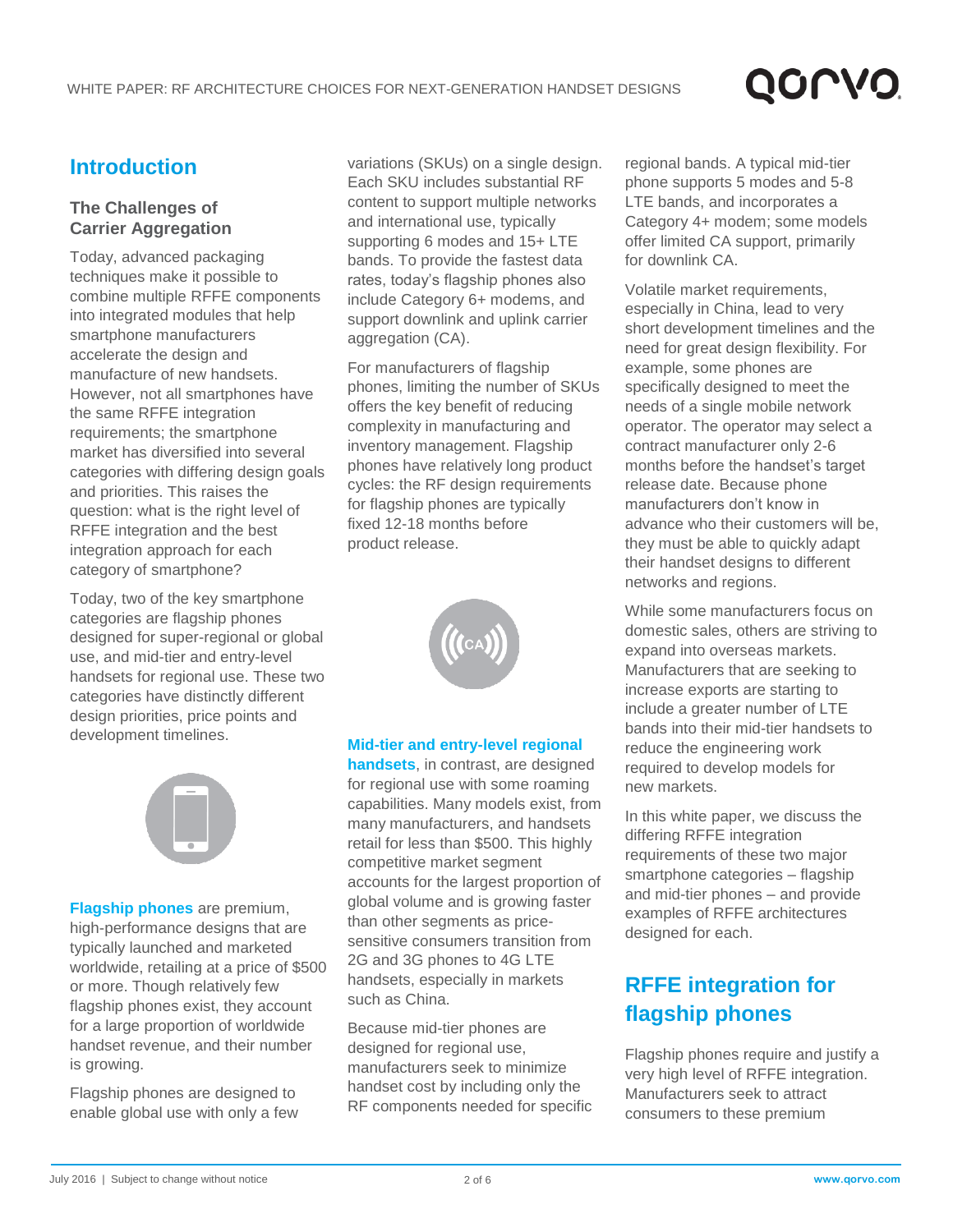## Introduction

### The Challenges of Carrier Aggregation

Today, advanced packaging techniques make it possible to combine multiple RFFE components into integrated modules that help smartphone manufacturers accelerate the design and manufacture of new handsets. However, not all smartphones have the same RFFE integration requirements; the smartphone market has diversified into several categories with differing design goals and priorities. This raises the question: what is the right level of RFFE integration and the best integration approach for each category of smartphone?

Today, two of the key smartphone categories are flagship phones designed for super-regional or global use, and mid-tier and entry-level handsets for regional use. These two categories have distinctly different design priorities, price points and development timelines.

**Flagship phones** are premium, high-performance designs that are typically launched and marketed worldwide, retailing at a price of $500 or more. Though relatively few flagship phones exist, they account for a large proportion of worldwide handset revenue, and their number is growing.

Flagship phones are designed to enable global use with only a few variations (SKUs) on a single design. Each SKU includes substantial RF content to support multiple networks and international use, typically supporting 6 modes and 15+ LTE bands. To provide the fastest data rates, today's flagship phones also include Category 6+ modems, and support downlink and uplink carrier aggregation (CA).

For manufacturers of flagship phones, limiting the number of SKUs offers the key benefit of reducing complexity in manufacturing and inventory management. Flagship phones have relatively long product cycles: the RF design requirements for flagship phones are typically fixed 12-18 months before product release.

**Mid-tier and entry-level regional handsets**, in contrast, are designed for regional use with some roaming capabilities. Many models exist, from many manufacturers, and handsets retail for less than $500. This highly competitive market segment accounts for the largest proportion of global volume and is growing faster than other segments as price-sensitive consumers transition from 2G and 3G phones to 4G LTE handsets, especially in markets such as China.

Because mid-tier phones are designed for regional use, manufacturers seek to minimize handset cost by including only the RF components needed for specific regional bands. A typical mid-tier phone supports 5 modes and 5-8 LTE bands, and incorporates a Category 4+ modem; some models offer limited CA support, primarily for downlink CA.

Volatile market requirements, especially in China, lead to very short development timelines and the need for great design flexibility. For example, some phones are specifically designed to meet the needs of a single mobile network operator. The operator may select a contract manufacturer only 2-6 months before the handset's target release date. Because phone manufacturers don't know in advance who their customers will be, they must be able to quickly adapt their handset designs to different networks and regions.

While some manufacturers focus on domestic sales, others are striving to expand into overseas markets. Manufacturers that are seeking to increase exports are starting to include a greater number of LTE bands into their mid-tier handsets to reduce the engineering work required to develop models for new markets.

In this white paper, we discuss the differing RFFE integration requirements of these two major smartphone categories – flagship and mid-tier phones – and provide examples of RFFE architectures designed for each.

## RFFE integration for flagship phones

Flagship phones require and justify a very high level of RFFE integration. Manufacturers seek to attract consumers to these premium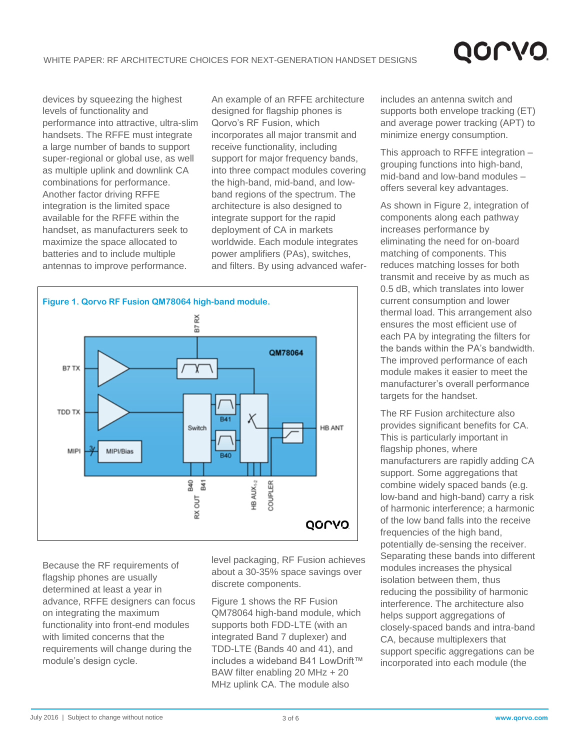devices by squeezing the highest levels of functionality and performance into attractive, ultra-slim handsets. The RFFE must integrate a large number of bands to support super-regional or global use, as well as multiple uplink and downlink CA combinations for performance. Another factor driving RFFE integration is the limited space available for the RFFE within the handset, as manufacturers seek to maximize the space allocated to batteries and to include multiple antennas to improve performance.

Because the RF requirements of flagship phones are usually determined at least a year in advance, RFFE designers can focus on integrating the maximum functionality into front-end modules with limited concerns that the requirements will change during the module's design cycle.

An example of an RFFE architecture designed for flagship phones is Qorvo's RF Fusion, which incorporates all major transmit and receive functionality, including support for major frequency bands, into three compact modules covering the high-band, mid-band, and low-band regions of the spectrum. The architecture is also designed to integrate support for the rapid deployment of CA in markets worldwide. Each module integrates power amplifiers (PAs), switches, and filters. By using advanced wafer-level packaging, RF Fusion achieves about a 30-35% space savings over discrete components.

**Figure 1. Qorvo RF Fusion QM78064 high-band module.**

Figure 1 shows the RF Fusion QM78064 high-band module, which supports both FDD-LTE (with an integrated Band 7 duplexer) and TDD-LTE (Bands 40 and 41), and includes a wideband B41 LowDrift™ BAW filter enabling 20 MHz + 20 MHz uplink CA. The module also includes an antenna switch and supports both envelope tracking (ET) and average power tracking (APT) to minimize energy consumption.

This approach to RFFE integration – grouping functions into high-band, mid-band and low-band modules – offers several key advantages.

As shown in Figure 2, integration of components along each pathway increases performance by eliminating the need for on-board matching of components. This reduces matching losses for both transmit and receive by as much as 0.5 dB, which translates into lower current consumption and lower thermal load. This arrangement also ensures the most efficient use of each PA by integrating the filters for the bands within the PA's bandwidth. The improved performance of each module makes it easier to meet the manufacturer's overall performance targets for the handset.

The RF Fusion architecture also provides significant benefits for CA. This is particularly important in flagship phones, where manufacturers are rapidly adding CA support. Some aggregations that combine widely spaced bands (e.g. low-band and high-band) carry a risk of harmonic interference; a harmonic of the low band falls into the receive frequencies of the high band, potentially de-sensing the receiver. Separating these bands into different modules increases the physical isolation between them, thus reducing the possibility of harmonic interference. The architecture also helps support aggregations of closely-spaced bands and intra-band CA, because multiplexers that support specific aggregations can be incorporated into each module (the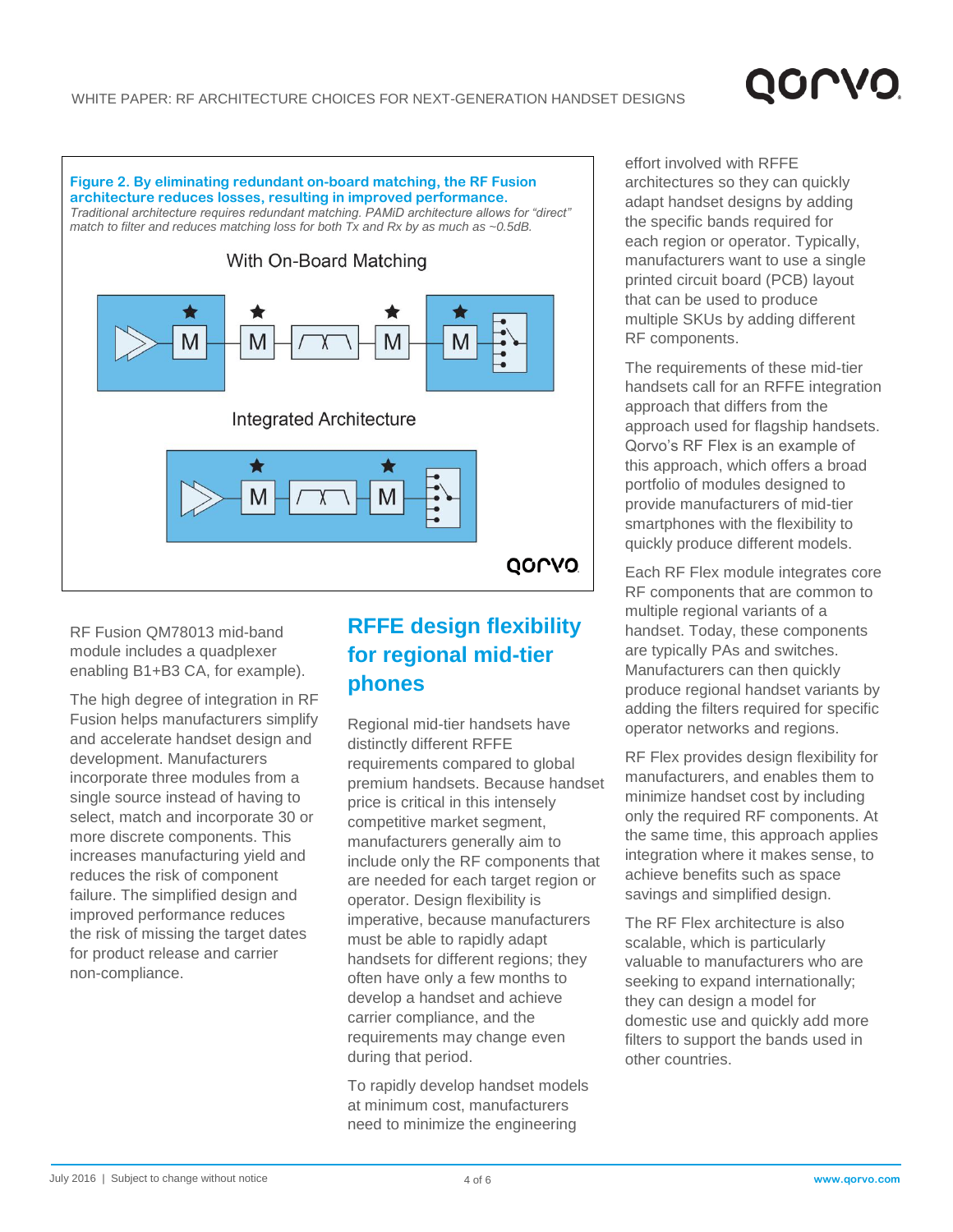**Figure 2. By eliminating redundant on-board matching, the RF Fusion architecture reduces losses, resulting in improved performance.**
*Traditional architecture requires redundant matching. PAMiD architecture allows for "direct" match to filter and reduces matching loss for both Tx and Rx by as much as ~0.5dB.*

RF Fusion QM78013 mid-band module includes a quadplexer enabling B1+B3 CA, for example).

The high degree of integration in RF Fusion helps manufacturers simplify and accelerate handset design and development. Manufacturers incorporate three modules from a single source instead of having to select, match and incorporate 30 or more discrete components. This increases manufacturing yield and reduces the risk of component failure. The simplified design and improved performance reduces the risk of missing the target dates for product release and carrier non-compliance.

## RFFE design flexibility for regional mid-tier phones

Regional mid-tier handsets have distinctly different RFFE requirements compared to global premium handsets. Because handset price is critical in this intensely competitive market segment, manufacturers generally aim to include only the RF components that are needed for each target region or operator. Design flexibility is imperative, because manufacturers must be able to rapidly adapt handsets for different regions; they often have only a few months to develop a handset and achieve carrier compliance, and the requirements may change even during that period.

To rapidly develop handset models at minimum cost, manufacturers need to minimize the engineering effort involved with RFFE architectures so they can quickly adapt handset designs by adding the specific bands required for each region or operator. Typically, manufacturers want to use a single printed circuit board (PCB) layout that can be used to produce multiple SKUs by adding different RF components.

The requirements of these mid-tier handsets call for an RFFE integration approach that differs from the approach used for flagship handsets. Qorvo's RF Flex is an example of this approach, which offers a broad portfolio of modules designed to provide manufacturers of mid-tier smartphones with the flexibility to quickly produce different models.

Each RF Flex module integrates core RF components that are common to multiple regional variants of a handset. Today, these components are typically PAs and switches. Manufacturers can then quickly produce regional handset variants by adding the filters required for specific operator networks and regions.

RF Flex provides design flexibility for manufacturers, and enables them to minimize handset cost by including only the required RF components. At the same time, this approach applies integration where it makes sense, to achieve benefits such as space savings and simplified design.

The RF Flex architecture is also scalable, which is particularly valuable to manufacturers who are seeking to expand internationally; they can design a model for domestic use and quickly add more filters to support the bands used in other countries.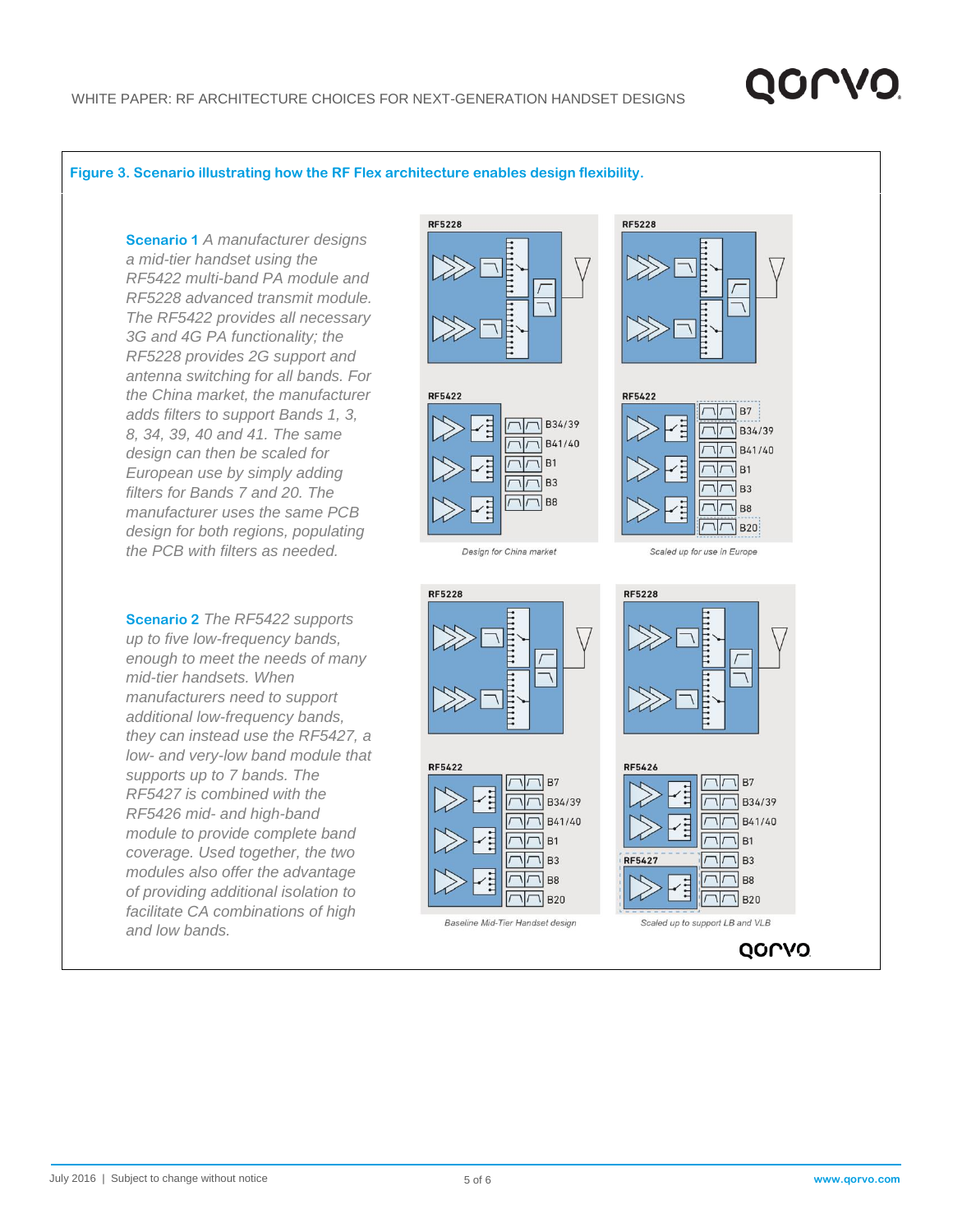**Figure 3. Scenario illustrating how the RF Flex architecture enables design flexibility.**

**Scenario 1** *A manufacturer designs a mid-tier handset using the RF5422 multi-band PA module and RF5228 advanced transmit module. The RF5422 provides all necessary 3G and 4G PA functionality; the RF5228 provides 2G support and antenna switching for all bands. For the China market, the manufacturer adds filters to support Bands 1, 3, 8, 34, 39, 40 and 41. The same design can then be scaled for European use by simply adding filters for Bands 7 and 20. The manufacturer uses the same PCB design for both regions, populating the PCB with filters as needed.*

RF5228

RF5422

B34/39 B41/40 B1 B3 B8

*Design for China market*

RF5228

RF5422

B7 B34/39 B41/40 B1 B3 B8 B20

*Scaled up for use in Europe*

**Scenario 2** *The RF5422 supports up to five low-frequency bands, enough to meet the needs of many mid-tier handsets. When manufacturers need to support additional low-frequency bands, they can instead use the RF5427, a low- and very-low band module that supports up to 7 bands. The RF5427 is combined with the RF5426 mid- and high-band module to provide complete band coverage. Used together, the two modules also offer the advantage of providing additional isolation to facilitate CA combinations of high and low bands.*

RF5228

RF5422

B7 B34/39 B41/40 B1 B3 B8 B20

*Baseline Mid-Tier Handset design*

RF5228

RF5426

RF5427

B7 B34/39 B41/40 B1 B3 B8 B20

*Scaled up to support LB and VLB*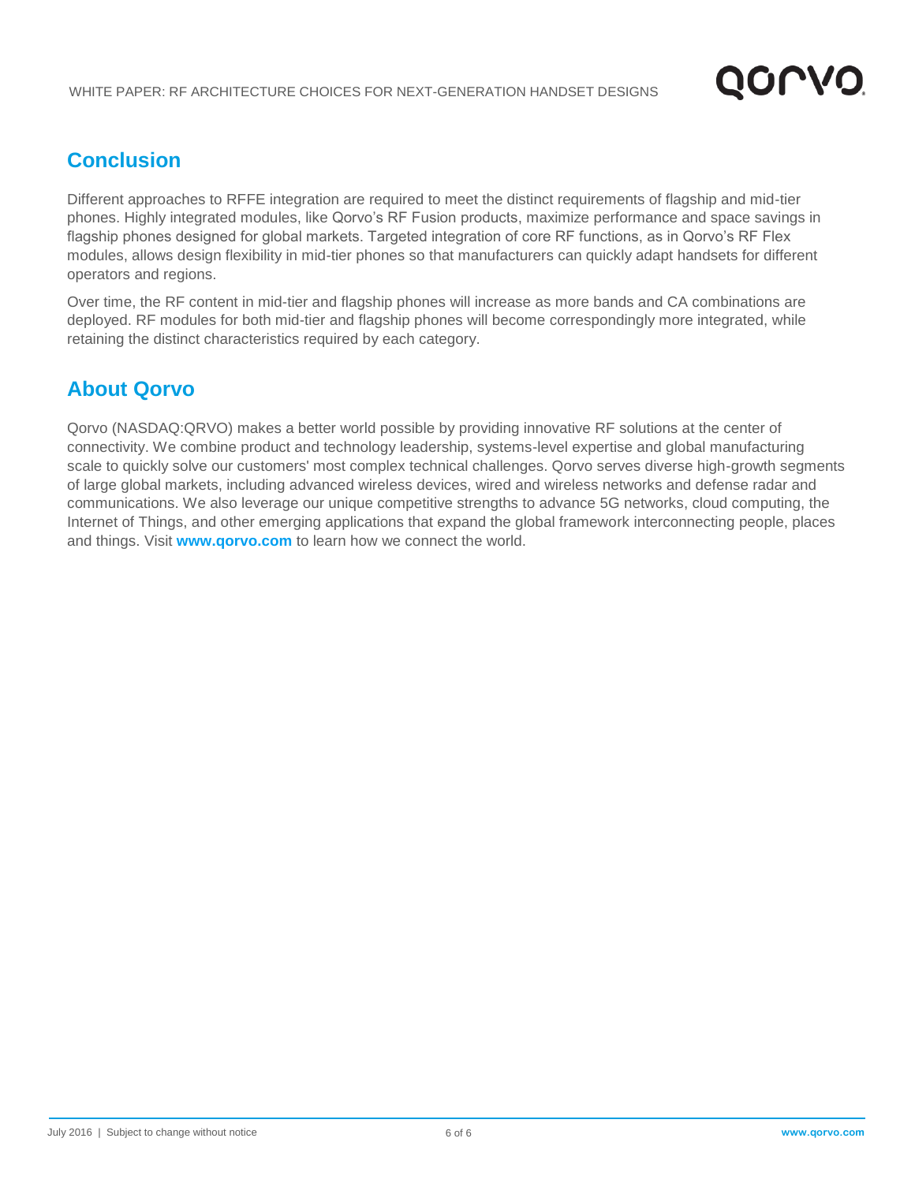## Conclusion

Different approaches to RFFE integration are required to meet the distinct requirements of flagship and mid-tier phones. Highly integrated modules, like Qorvo's RF Fusion products, maximize performance and space savings in flagship phones designed for global markets. Targeted integration of core RF functions, as in Qorvo's RF Flex modules, allows design flexibility in mid-tier phones so that manufacturers can quickly adapt handsets for different operators and regions.

Over time, the RF content in mid-tier and flagship phones will increase as more bands and CA combinations are deployed. RF modules for both mid-tier and flagship phones will become correspondingly more integrated, while retaining the distinct characteristics required by each category.

## About Qorvo

Qorvo (NASDAQ:QRVO) makes a better world possible by providing innovative RF solutions at the center of connectivity. We combine product and technology leadership, systems-level expertise and global manufacturing scale to quickly solve our customers' most complex technical challenges. Qorvo serves diverse high-growth segments of large global markets, including advanced wireless devices, wired and wireless networks and defense radar and communications. We also leverage our unique competitive strengths to advance 5G networks, cloud computing, the Internet of Things, and other emerging applications that expand the global framework interconnecting people, places and things. Visit **www.qorvo.com** to learn how we connect the world.